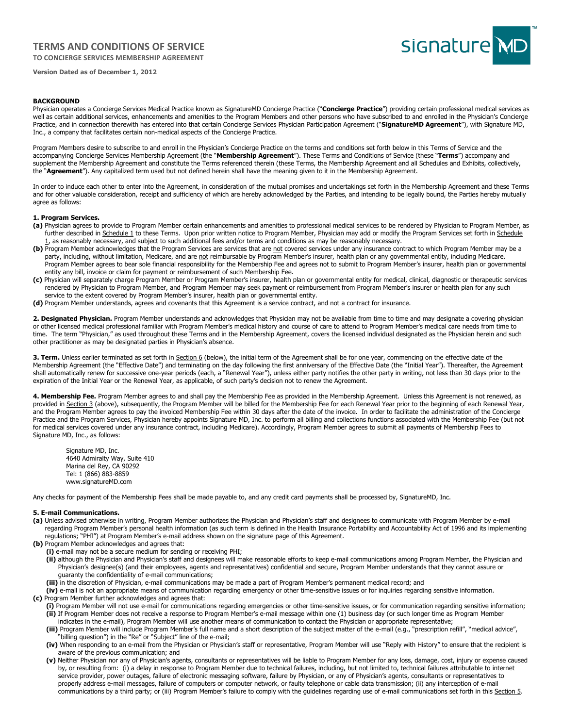# TERMS AND CONDITIONS OF SERVICE

**TO CONCIERGE SERVICES MEMBERSHIP AGREEMENT**

**Version Dated as of December 1, 2012**

**BACKGROUND**

Physician operates a Concierge Services Medical Practice known as SignatureMD Concierge Practice ("**Concierge Practice**") providing certain professional medical services as well as certain additional services, enhancements and amenities to the Program Members and other persons who have subscribed to and enrolled in the Physician's Concierge Practice, and in connection therewith has entered into that certain Concierge Services Physician Participation Agreement ("**SignatureMD Agreement**"), with Signature MD, Inc., a company that facilitates certain non-medical aspects of the Concierge Practice.

Program Members desire to subscribe to and enroll in the Physician's Concierge Practice on the terms and conditions set forth below in this Terms of Service and the accompanying Concierge Services Membership Agreement (the "**Membership Agreement**"). These Terms and Conditions of Service (these "**Terms**") accompany and supplement the Membership Agreement and constitute the Terms referenced therein (these Terms, the Membership Agreement and all Schedules and Exhibits, collectively, the "**Agreement**"). Any capitalized term used but not defined herein shall have the meaning given to it in the Membership Agreement.

In order to induce each other to enter into the Agreement, in consideration of the mutual promises and undertakings set forth in the Membership Agreement and these Terms and for other valuable consideration, receipt and sufficiency of which are hereby acknowledged by the Parties, and intending to be legally bound, the Parties hereby mutually agree as follows:

**1. Program Services.**

**(a)** Physician agrees to provide to Program Member certain enhancements and amenities to professional medical services to be rendered by Physician to Program Member, as further described in Schedule 1 to these Terms. Upon prior written notice to Program Member, Physician may add or modify the Program Services set forth in Schedule 1, as reasonably necessary, and subject to such additional fees and/or terms and conditions as may be reasonably necessary.

**(b)** Program Member acknowledges that the Program Services are services that are not covered services under any insurance contract to which Program Member may be a party, including, without limitation, Medicare, and are not reimbursable by Program Member's insurer, health plan or any governmental entity, including Medicare. Program Member agrees to bear sole financial responsibility for the Membership Fee and agrees not to submit to Program Member's insurer, health plan or governmental entity any bill, invoice or claim for payment or reimbursement of such Membership Fee.

**(c)** Physician will separately charge Program Member or Program Member's insurer, health plan or governmental entity for medical, clinical, diagnostic or therapeutic services rendered by Physician to Program Member, and Program Member may seek payment or reimbursement from Program Member's insurer or health plan for any such service to the extent covered by Program Member's insurer, health plan or governmental entity.

**(d)** Program Member understands, agrees and covenants that this Agreement is a service contract, and not a contract for insurance.

**2. Designated Physician.** Program Member understands and acknowledges that Physician may not be available from time to time and may designate a covering physician or other licensed medical professional familiar with Program Member's medical history and course of care to attend to Program Member's medical care needs from time to time. The term "Physician," as used throughout these Terms and in the Membership Agreement, covers the licensed individual designated as the Physician herein and such other practitioner as may be designated parties in Physician's absence.

**3. Term.** Unless earlier terminated as set forth in Section 6 (below), the initial term of the Agreement shall be for one year, commencing on the effective date of the Membership Agreement (the "Effective Date") and terminating on the day following the first anniversary of the Effective Date (the "Initial Year"). Thereafter, the Agreement shall automatically renew for successive one-year periods (each, a "Renewal Year"), unless either party notifies the other party in writing, not less than 30 days prior to the expiration of the Initial Year or the Renewal Year, as applicable, of such party's decision not to renew the Agreement.

**4. Membership Fee.** Program Member agrees to and shall pay the Membership Fee as provided in the Membership Agreement. Unless this Agreement is not renewed, as provided in Section 3 (above), subsequently, the Program Member will be billed for the Membership Fee for each Renewal Year prior to the beginning of each Renewal Year, and the Program Member agrees to pay the invoiced Membership Fee within 30 days after the date of the invoice. In order to facilitate the administration of the Concierge Practice and the Program Services, Physician hereby appoints Signature MD, Inc. to perform all billing and collections functions associated with the Membership Fee (but not for medical services covered under any insurance contract, including Medicare). Accordingly, Program Member agrees to submit all payments of Membership Fees to Signature MD, Inc., as follows:

> Signature MD, Inc.
> 4640 Admiralty Way, Suite 410
> Marina del Rey, CA 90292
> Tel: 1 (866) 883-8859
> www.signatureMD.com

Any checks for payment of the Membership Fees shall be made payable to, and any credit card payments shall be processed by, SignatureMD, Inc.

**5. E-mail Communications.**

**(a)** Unless advised otherwise in writing, Program Member authorizes the Physician and Physician's staff and designees to communicate with Program Member by e-mail regarding Program Member's personal health information (as such term is defined in the Health Insurance Portability and Accountability Act of 1996 and its implementing regulations; "PHI") at Program Member's e-mail address shown on the signature page of this Agreement.

**(b)** Program Member acknowledges and agrees that:

- **(i)** e-mail may not be a secure medium for sending or receiving PHI;
- **(ii)** although the Physician and Physician's staff and designees will make reasonable efforts to keep e-mail communications among Program Member, the Physician and Physician's designee(s) (and their employees, agents and representatives) confidential and secure, Program Member understands that they cannot assure or guaranty the confidentiality of e-mail communications;
- **(iii)** in the discretion of Physician, e-mail communications may be made a part of Program Member's permanent medical record; and
- **(iv)** e-mail is not an appropriate means of communication regarding emergency or other time-sensitive issues or for inquiries regarding sensitive information.

**(c)** Program Member further acknowledges and agrees that:

- **(i)** Program Member will not use e-mail for communications regarding emergencies or other time-sensitive issues, or for communication regarding sensitive information;
- **(ii)** If Program Member does not receive a response to Program Member's e-mail message within one (1) business day (or such longer time as Program Member indicates in the e-mail), Program Member will use another means of communication to contact the Physician or appropriate representative;
- **(iii)** Program Member will include Program Member's full name and a short description of the subject matter of the e-mail (e.g., "prescription refill", "medical advice", "billing question") in the "Re" or "Subject" line of the e-mail;
- **(iv)** When responding to an e-mail from the Physician or Physician's staff or representative, Program Member will use "Reply with History" to ensure that the recipient is aware of the previous communication; and
- **(v)** Neither Physician nor any of Physician's agents, consultants or representatives will be liable to Program Member for any loss, damage, cost, injury or expense caused by, or resulting from: (i) a delay in response to Program Member due to technical failures, including, but not limited to, technical failures attributable to internet service provider, power outages, failure of electronic messaging software, failure by Physician, or any of Physician's agents, consultants or representatives to properly address e-mail messages, failure of computers or computer network, or faulty telephone or cable data transmission; (ii) any interception of e-mail communications by a third party; or (iii) Program Member's failure to comply with the guidelines regarding use of e-mail communications set forth in this Section 5.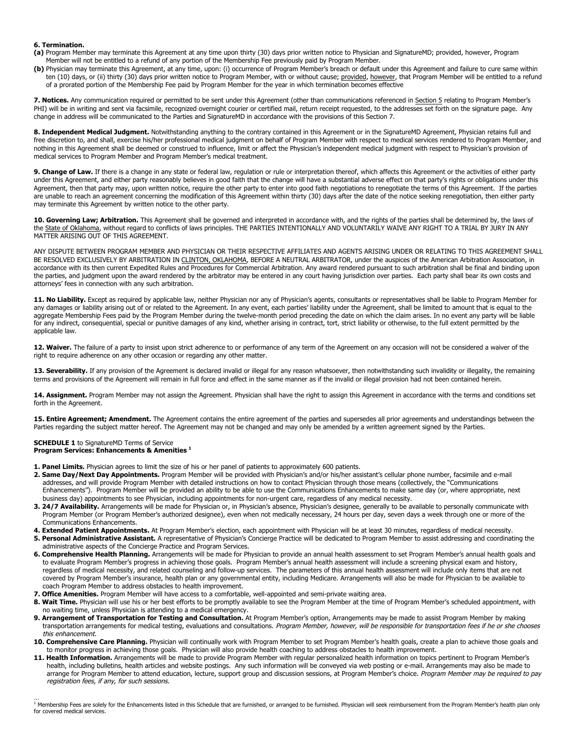**6. Termination.**

**(a)** Program Member may terminate this Agreement at any time upon thirty (30) days prior written notice to Physician and SignatureMD; provided, however, Program Member will not be entitled to a refund of any portion of the Membership Fee previously paid by Program Member.

**(b)** Physician may terminate this Agreement, at any time, upon: (i) occurrence of Program Member's breach or default under this Agreement and failure to cure same within ten (10) days, or (ii) thirty (30) days prior written notice to Program Member, with or without cause; provided, however, that Program Member will be entitled to a refund of a prorated portion of the Membership Fee paid by Program Member for the year in which termination becomes effective

**7. Notices.** Any communication required or permitted to be sent under this Agreement (other than communications referenced in Section 5 relating to Program Member's PHI) will be in writing and sent via facsimile, recognized overnight courier or certified mail, return receipt requested, to the addresses set forth on the signature page. Any change in address will be communicated to the Parties and SignatureMD in accordance with the provisions of this Section 7.

**8. Independent Medical Judgment.** Notwithstanding anything to the contrary contained in this Agreement or in the SignatureMD Agreement, Physician retains full and free discretion to, and shall, exercise his/her professional medical judgment on behalf of Program Member with respect to medical services rendered to Program Member, and nothing in this Agreement shall be deemed or construed to influence, limit or affect the Physician's independent medical judgment with respect to Physician's provision of medical services to Program Member and Program Member's medical treatment.

**9. Change of Law.** If there is a change in any state or federal law, regulation or rule or interpretation thereof, which affects this Agreement or the activities of either party under this Agreement, and either party reasonably believes in good faith that the change will have a substantial adverse effect on that party's rights or obligations under this Agreement, then that party may, upon written notice, require the other party to enter into good faith negotiations to renegotiate the terms of this Agreement. If the parties are unable to reach an agreement concerning the modification of this Agreement within thirty (30) days after the date of the notice seeking renegotiation, then either party may terminate this Agreement by written notice to the other party.

**10. Governing Law; Arbitration.** This Agreement shall be governed and interpreted in accordance with, and the rights of the parties shall be determined by, the laws of the State of Oklahoma, without regard to conflicts of laws principles. THE PARTIES INTENTIONALLY AND VOLUNTARILY WAIVE ANY RIGHT TO A TRIAL BY JURY IN ANY MATTER ARISING OUT OF THIS AGREEMENT.

ANY DISPUTE BETWEEN PROGRAM MEMBER AND PHYSICIAN OR THEIR RESPECTIVE AFFILIATES AND AGENTS ARISING UNDER OR RELATING TO THIS AGREEMENT SHALL BE RESOLVED EXCLUSIVELY BY ARBITRATION IN CLINTON, OKLAHOMA, BEFORE A NEUTRAL ARBITRATOR, under the auspices of the American Arbitration Association, in accordance with its then current Expedited Rules and Procedures for Commercial Arbitration. Any award rendered pursuant to such arbitration shall be final and binding upon the parties, and judgment upon the award rendered by the arbitrator may be entered in any court having jurisdiction over parties. Each party shall bear its own costs and attorneys' fees in connection with any such arbitration.

**11. No Liability.** Except as required by applicable law, neither Physician nor any of Physician's agents, consultants or representatives shall be liable to Program Member for any damages or liability arising out of or related to the Agreement. In any event, each parties' liability under the Agreement, shall be limited to amount that is equal to the aggregate Membership Fees paid by the Program Member during the twelve-month period preceding the date on which the claim arises. In no event any party will be liable for any indirect, consequential, special or punitive damages of any kind, whether arising in contract, tort, strict liability or otherwise, to the full extent permitted by the applicable law.

**12. Waiver.** The failure of a party to insist upon strict adherence to or performance of any term of the Agreement on any occasion will not be considered a waiver of the right to require adherence on any other occasion or regarding any other matter.

**13. Severability.** If any provision of the Agreement is declared invalid or illegal for any reason whatsoever, then notwithstanding such invalidity or illegality, the remaining terms and provisions of the Agreement will remain in full force and effect in the same manner as if the invalid or illegal provision had not been contained herein.

**14. Assignment.** Program Member may not assign the Agreement. Physician shall have the right to assign this Agreement in accordance with the terms and conditions set forth in the Agreement.

**15. Entire Agreement; Amendment.** The Agreement contains the entire agreement of the parties and supersedes all prior agreements and understandings between the Parties regarding the subject matter hereof. The Agreement may not be changed and may only be amended by a written agreement signed by the Parties.

**SCHEDULE 1** to SignatureMD Terms of Service
**Program Services: Enhancements & Amenities [1]**

1. **Panel Limits.** Physician agrees to limit the size of his or her panel of patients to approximately 600 patients.
2. **Same Day/Next Day Appointments.** Program Member will be provided with Physician's and/or his/her assistant's cellular phone number, facsimile and e-mail addresses, and will provide Program Member with detailed instructions on how to contact Physician through those means (collectively, the "Communications Enhancements"). Program Member will be provided an ability to be able to use the Communications Enhancements to make same day (or, where appropriate, next business day) appointments to see Physician, including appointments for non-urgent care, regardless of any medical necessity.
3. **24/7 Availability.** Arrangements will be made for Physician or, in Physician's absence, Physician's designee, generally to be available to personally communicate with Program Member (or Program Member's authorized designee), even when not medically necessary, 24 hours per day, seven days a week through one or more of the Communications Enhancements.
4. **Extended Patient Appointments.** At Program Member's election, each appointment with Physician will be at least 30 minutes, regardless of medical necessity.
5. **Personal Administrative Assistant.** A representative of Physician's Concierge Practice will be dedicated to Program Member to assist addressing and coordinating the administrative aspects of the Concierge Practice and Program Services.
6. **Comprehensive Health Planning.** Arrangements will be made for Physician to provide an annual health assessment to set Program Member's annual health goals and to evaluate Program Member's progress in achieving those goals. Program Member's annual health assessment will include a screening physical exam and history, regardless of medical necessity, and related counseling and follow-up services. The parameters of this annual health assessment will include only items that are not covered by Program Member's insurance, health plan or any governmental entity, including Medicare. Arrangements will also be made for Physician to be available to coach Program Member to address obstacles to health improvement.
7. **Office Amenities.** Program Member will have access to a comfortable, well-appointed and semi-private waiting area.
8. **Wait Time.** Physician will use his or her best efforts to be promptly available to see the Program Member at the time of Program Member's scheduled appointment, with no waiting time, unless Physician is attending to a medical emergency.
9. **Arrangement of Transportation for Testing and Consultation.** At Program Member's option, Arrangements may be made to assist Program Member by making transportation arrangements for medical testing, evaluations and consultations. *Program Member, however, will be responsible for transportation fees if he or she chooses this enhancement.*
10. **Comprehensive Care Planning.** Physician will continually work with Program Member to set Program Member's health goals, create a plan to achieve those goals and to monitor progress in achieving those goals. Physician will also provide health coaching to address obstacles to health improvement.
11. **Health Information.** Arrangements will be made to provide Program Member with regular personalized health information on topics pertinent to Program Member's health, including bulletins, health articles and website postings. Any such information will be conveyed via web posting or e-mail. Arrangements may also be made to arrange for Program Member to attend education, lecture, support group and discussion sessions, at Program Member's choice. *Program Member may be required to pay registration fees, if any, for such sessions.*

...

[1] Membership Fees are solely for the Enhancements listed in this Schedule that are furnished, or arranged to be furnished. Physician will seek reimbursement from the Program Member's health plan only for covered medical services.